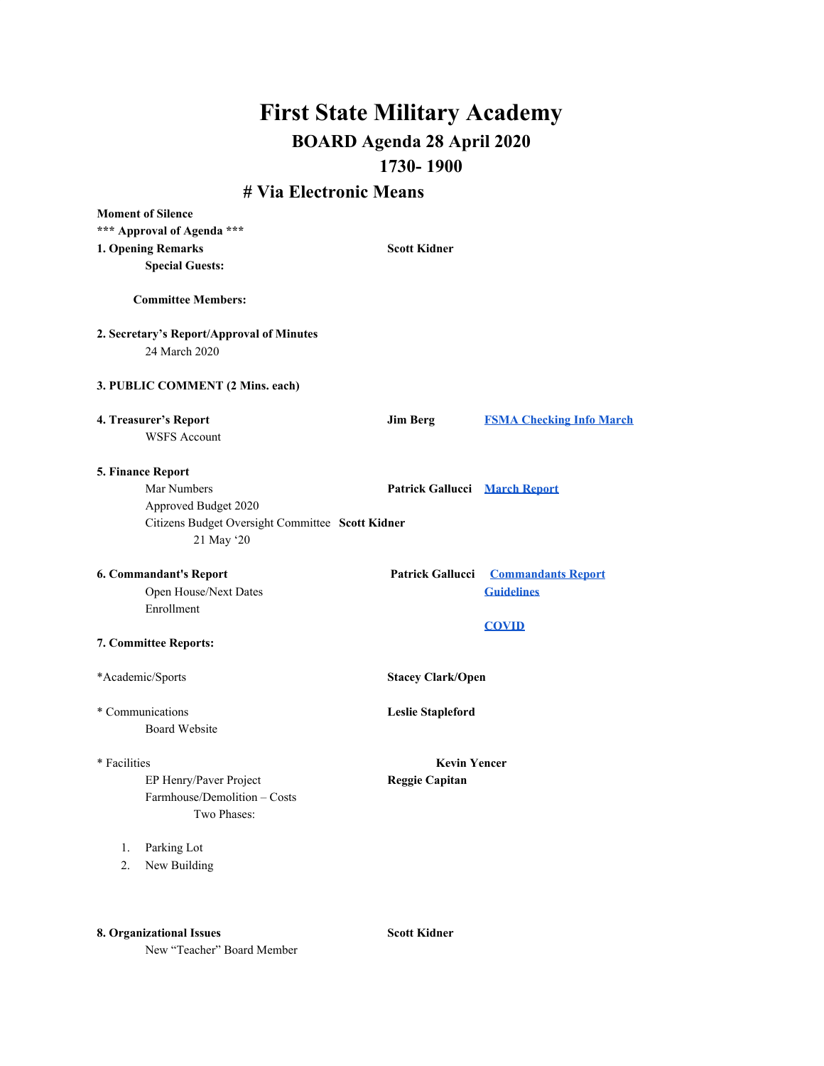# First State Military Academy

## BOARD Agenda 28 April 2020

## 1730- 1900

## # Via Electronic Means

**Moment of Silence**

***** Approval of Agenda *****

**1. Opening Remarks** **Scott Kidner**

**Special Guests:**

**Committee Members:**

**2. Secretary's Report/Approval of Minutes**

24 March 2020

**3. PUBLIC COMMENT (2 Mins. each)**

**4. Treasurer's Report** **Jim Berg** FSMA Checking Info March

WSFS Account

**5. Finance Report**

Mar Numbers **Patrick Gallucci** March Report

Approved Budget 2020

Citizens Budget Oversight Committee **Scott Kidner**

21 May '20

**6. Commandant's Report** **Patrick Gallucci** Commandants Report

Open House/Next Dates Guidelines

Enrollment

COVID

**7. Committee Reports:**

*Academic/Sports **Stacey Clark/Open**

* Communications **Leslie Stapleford**

Board Website

* Facilities **Kevin Yencer**

EP Henry/Paver Project **Reggie Capitan**

Farmhouse/Demolition – Costs

Two Phases:

1. Parking Lot
2. New Building

**8. Organizational Issues** **Scott Kidner**

New "Teacher" Board Member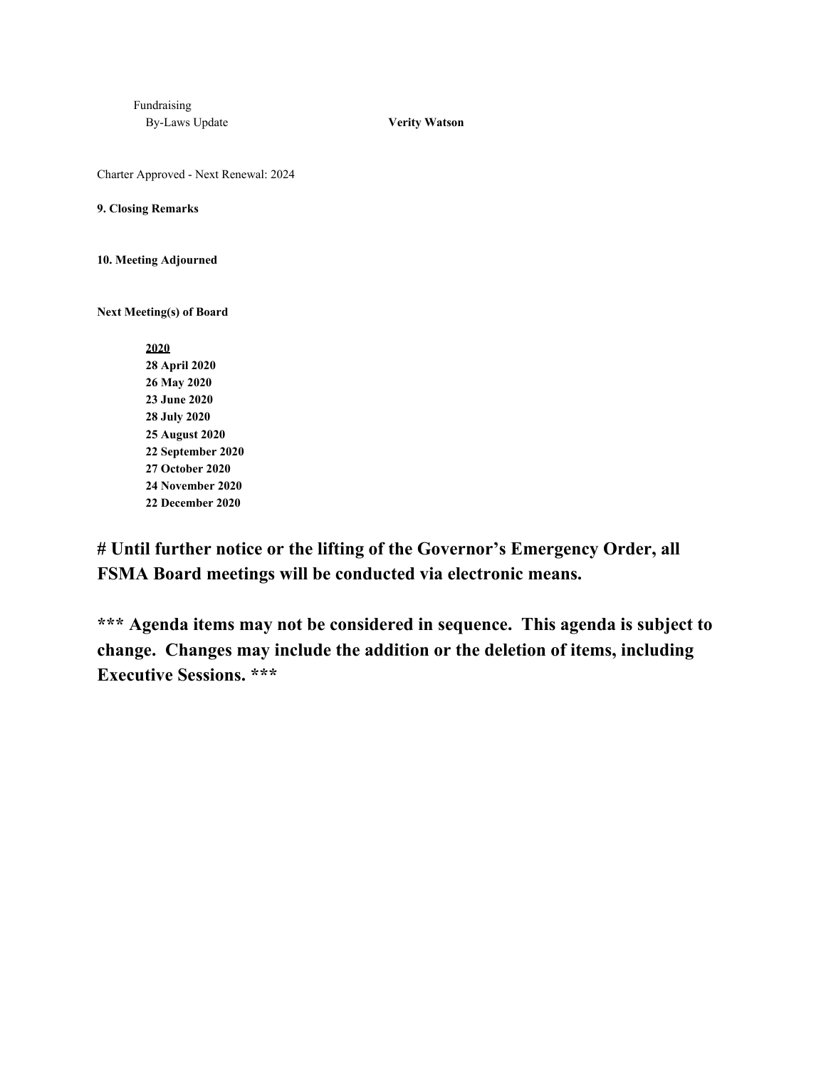Fundraising
By-Laws Update **Verity Watson**

Charter Approved - Next Renewal: 2024

**9. Closing Remarks**

**10. Meeting Adjourned**

**Next Meeting(s) of Board**

**2020**
**28 April 2020**
**26 May 2020**
**23 June 2020**
**28 July 2020**
**25 August 2020**
**22 September 2020**
**27 October 2020**
**24 November 2020**
**22 December 2020**

**# Until further notice or the lifting of the Governor's Emergency Order, all FSMA Board meetings will be conducted via electronic means.**

**\*\*\* Agenda items may not be considered in sequence. This agenda is subject to change. Changes may include the addition or the deletion of items, including Executive Sessions. \*\*\***